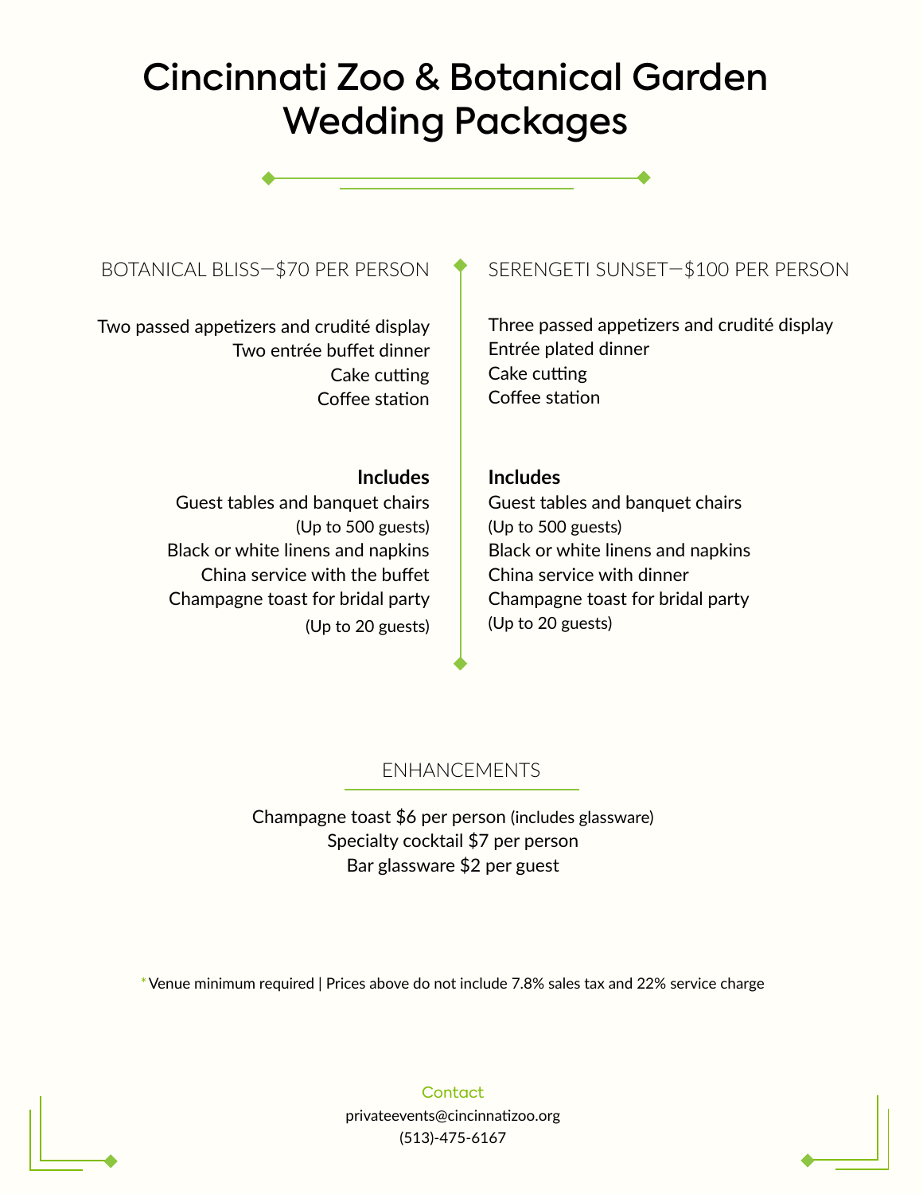# Cincinnati Zoo & Botanical Garden Wedding Packages

## BOTANICAL BLISS—$70 PER PERSON

Two passed appetizers and crudité display
Two entrée buffet dinner
Cake cutting
Coffee station

**Includes**

Guest tables and banquet chairs
(Up to 500 guests)
Black or white linens and napkins
China service with the buffet
Champagne toast for bridal party
(Up to 20 guests)

## SERENGETI SUNSET—$100 PER PERSON

Three passed appetizers and crudité display
Entrée plated dinner
Cake cutting
Coffee station

**Includes**

Guest tables and banquet chairs
(Up to 500 guests)
Black or white linens and napkins
China service with dinner
Champagne toast for bridal party
(Up to 20 guests)

## ENHANCEMENTS

Champagne toast $6 per person (includes glassware)
Specialty cocktail $7 per person
Bar glassware $2 per guest

*Venue minimum required | Prices above do not include 7.8% sales tax and 22% service charge

Contact
privateevents@cincinnatizoo.org
(513)-475-6167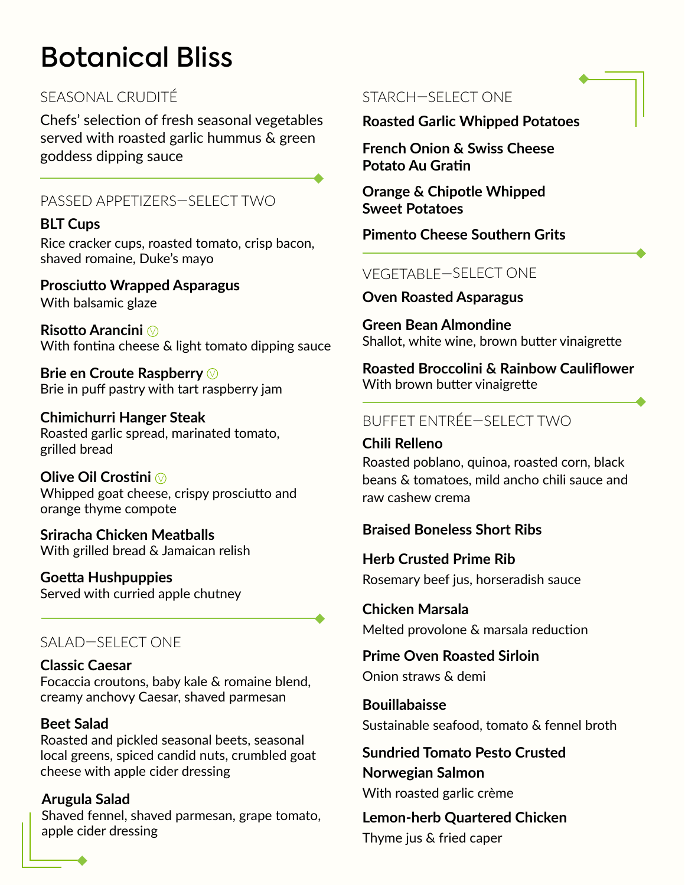# Botanical Bliss

## SEASONAL CRUDITÉ

Chefs' selection of fresh seasonal vegetables served with roasted garlic hummus & green goddess dipping sauce

## PASSED APPETIZERS—SELECT TWO

**BLT Cups**
Rice cracker cups, roasted tomato, crisp bacon, shaved romaine, Duke's mayo

**Prosciutto Wrapped Asparagus**
With balsamic glaze

**Risotto Arancini** Ⓥ
With fontina cheese & light tomato dipping sauce

**Brie en Croute Raspberry** Ⓥ
Brie in puff pastry with tart raspberry jam

**Chimichurri Hanger Steak**
Roasted garlic spread, marinated tomato, grilled bread

**Olive Oil Crostini** Ⓥ
Whipped goat cheese, crispy prosciutto and orange thyme compote

**Sriracha Chicken Meatballs**
With grilled bread & Jamaican relish

**Goetta Hushpuppies**
Served with curried apple chutney

## SALAD—SELECT ONE

**Classic Caesar**
Focaccia croutons, baby kale & romaine blend, creamy anchovy Caesar, shaved parmesan

**Beet Salad**
Roasted and pickled seasonal beets, seasonal local greens, spiced candid nuts, crumbled goat cheese with apple cider dressing

**Arugula Salad**
Shaved fennel, shaved parmesan, grape tomato, apple cider dressing

## STARCH—SELECT ONE

**Roasted Garlic Whipped Potatoes**

**French Onion & Swiss Cheese Potato Au Gratin**

**Orange & Chipotle Whipped Sweet Potatoes**

**Pimento Cheese Southern Grits**

## VEGETABLE—SELECT ONE

**Oven Roasted Asparagus**

**Green Bean Almondine**
Shallot, white wine, brown butter vinaigrette

**Roasted Broccolini & Rainbow Cauliflower**
With brown butter vinaigrette

## BUFFET ENTRÉE—SELECT TWO

**Chili Relleno**
Roasted poblano, quinoa, roasted corn, black beans & tomatoes, mild ancho chili sauce and raw cashew crema

**Braised Boneless Short Ribs**

**Herb Crusted Prime Rib**
Rosemary beef jus, horseradish sauce

**Chicken Marsala**
Melted provolone & marsala reduction

**Prime Oven Roasted Sirloin**
Onion straws & demi

**Bouillabaisse**
Sustainable seafood, tomato & fennel broth

**Sundried Tomato Pesto Crusted Norwegian Salmon**
With roasted garlic crème

**Lemon-herb Quartered Chicken**
Thyme jus & fried caper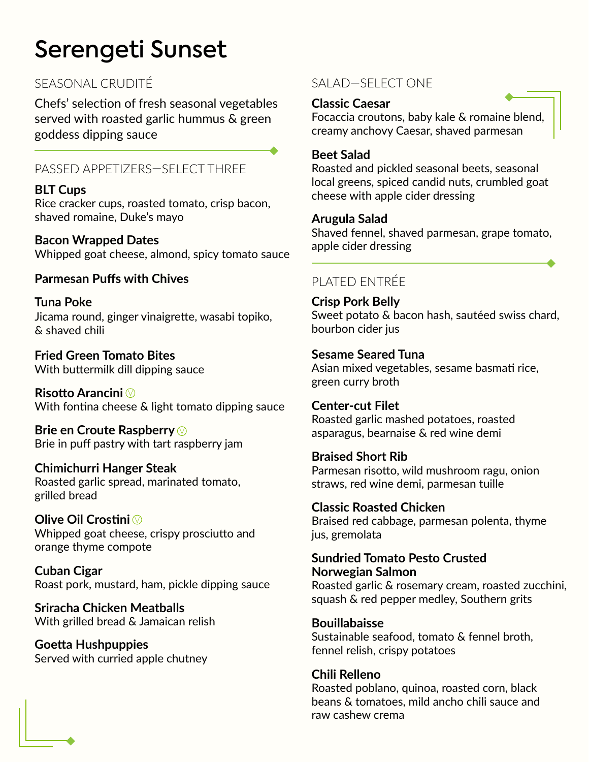# Serengeti Sunset

## SEASONAL CRUDITÉ

Chefs' selection of fresh seasonal vegetables served with roasted garlic hummus & green goddess dipping sauce

## PASSED APPETIZERS—SELECT THREE

**BLT Cups**
Rice cracker cups, roasted tomato, crisp bacon, shaved romaine, Duke's mayo

**Bacon Wrapped Dates**
Whipped goat cheese, almond, spicy tomato sauce

**Parmesan Puffs with Chives**

**Tuna Poke**
Jicama round, ginger vinaigrette, wasabi topiko, & shaved chili

**Fried Green Tomato Bites**
With buttermilk dill dipping sauce

**Risotto Arancini** Ⓥ
With fontina cheese & light tomato dipping sauce

**Brie en Croute Raspberry** Ⓥ
Brie in puff pastry with tart raspberry jam

**Chimichurri Hanger Steak**
Roasted garlic spread, marinated tomato, grilled bread

**Olive Oil Crostini** Ⓥ
Whipped goat cheese, crispy prosciutto and orange thyme compote

**Cuban Cigar**
Roast pork, mustard, ham, pickle dipping sauce

**Sriracha Chicken Meatballs**
With grilled bread & Jamaican relish

**Goetta Hushpuppies**
Served with curried apple chutney

## SALAD—SELECT ONE

**Classic Caesar**
Focaccia croutons, baby kale & romaine blend, creamy anchovy Caesar, shaved parmesan

**Beet Salad**
Roasted and pickled seasonal beets, seasonal local greens, spiced candid nuts, crumbled goat cheese with apple cider dressing

**Arugula Salad**
Shaved fennel, shaved parmesan, grape tomato, apple cider dressing

## PLATED ENTRÉE

**Crisp Pork Belly**
Sweet potato & bacon hash, sautéed swiss chard, bourbon cider jus

**Sesame Seared Tuna**
Asian mixed vegetables, sesame basmati rice, green curry broth

**Center-cut Filet**
Roasted garlic mashed potatoes, roasted asparagus, bearnaise & red wine demi

**Braised Short Rib**
Parmesan risotto, wild mushroom ragu, onion straws, red wine demi, parmesan tuille

**Classic Roasted Chicken**
Braised red cabbage, parmesan polenta, thyme jus, gremolata

**Sundried Tomato Pesto Crusted Norwegian Salmon**
Roasted garlic & rosemary cream, roasted zucchini, squash & red pepper medley, Southern grits

**Bouillabaisse**
Sustainable seafood, tomato & fennel broth, fennel relish, crispy potatoes

**Chili Relleno**
Roasted poblano, quinoa, roasted corn, black beans & tomatoes, mild ancho chili sauce and raw cashew crema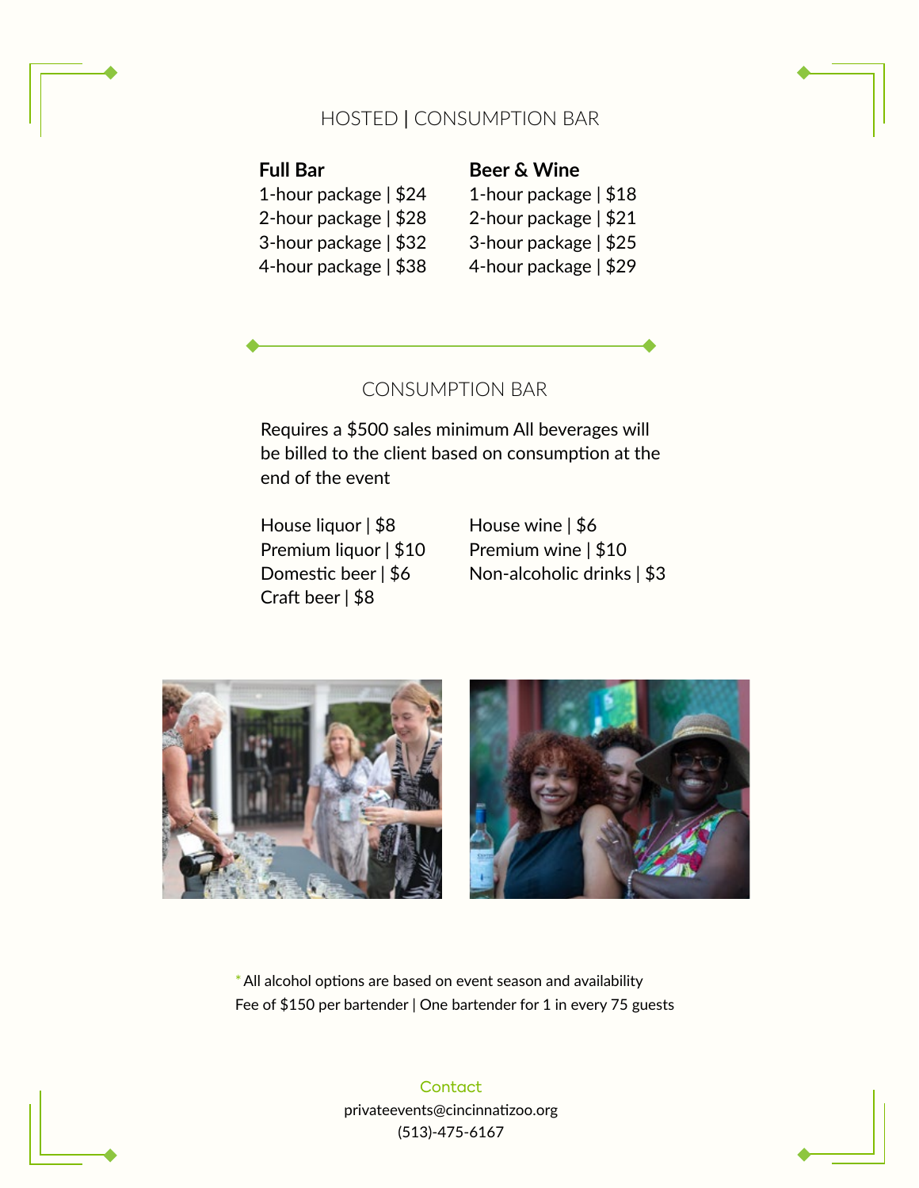## HOSTED | CONSUMPTION BAR

**Full Bar**
1-hour package | $24
2-hour package | $28
3-hour package | $32
4-hour package | $38

**Beer & Wine**
1-hour package | $18
2-hour package | $21
3-hour package | $25
4-hour package | $29

## CONSUMPTION BAR

Requires a $500 sales minimum All beverages will be billed to the client based on consumption at the end of the event

House liquor | $8
Premium liquor | $10
Domestic beer | $6
Craft beer | $8

House wine | $6
Premium wine | $10
Non-alcoholic drinks | $3

* All alcohol options are based on event season and availability
Fee of $150 per bartender | One bartender for 1 in every 75 guests

Contact
privateevents@cincinnatizoo.org
(513)-475-6167